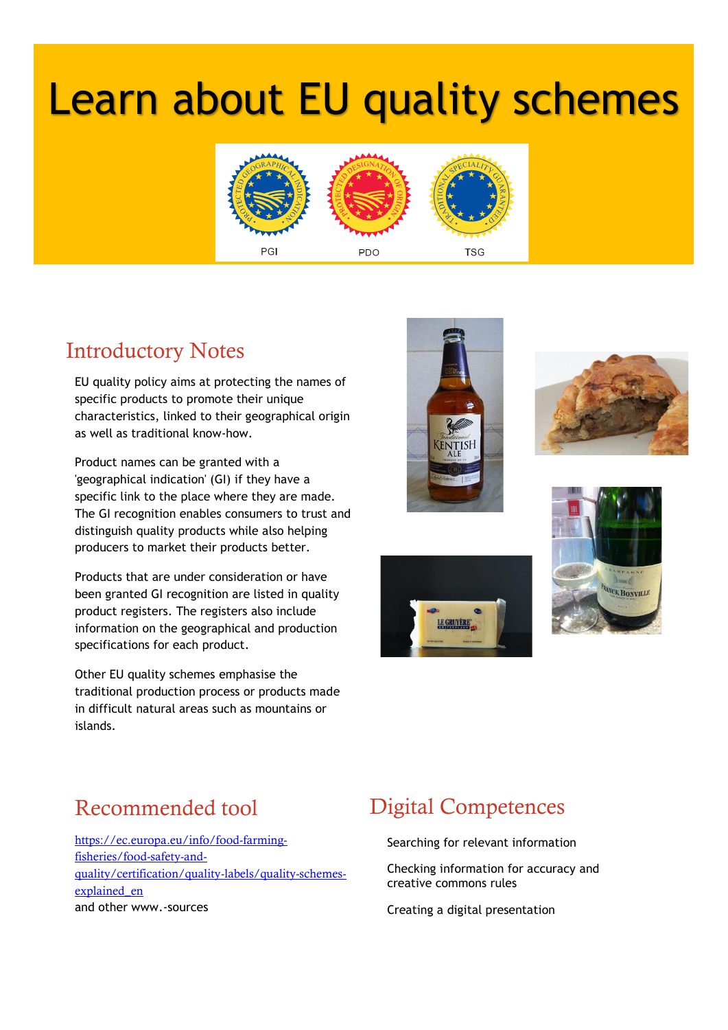# Learn about EU quality schemes

PGI PDO TSG

## Introductory Notes

EU quality policy aims at protecting the names of specific products to promote their unique characteristics, linked to their geographical origin as well as traditional know-how.

Product names can be granted with a 'geographical indication' (GI) if they have a specific link to the place where they are made. The GI recognition enables consumers to trust and distinguish quality products while also helping producers to market their products better.

Products that are under consideration or have been granted GI recognition are listed in quality product registers. The registers also include information on the geographical and production specifications for each product.

Other EU quality schemes emphasise the traditional production process or products made in difficult natural areas such as mountains or islands.

## Recommended tool

[https://ec.europa.eu/info/food-farming-fisheries/food-safety-and-quality/certification/quality-labels/quality-schemes-explained_en](https://ec.europa.eu/info/food-farming-fisheries/food-safety-and-quality/certification/quality-labels/quality-schemes-explained_en)
and other www.-sources

## Digital Competences

Searching for relevant information

Checking information for accuracy and creative commons rules

Creating a digital presentation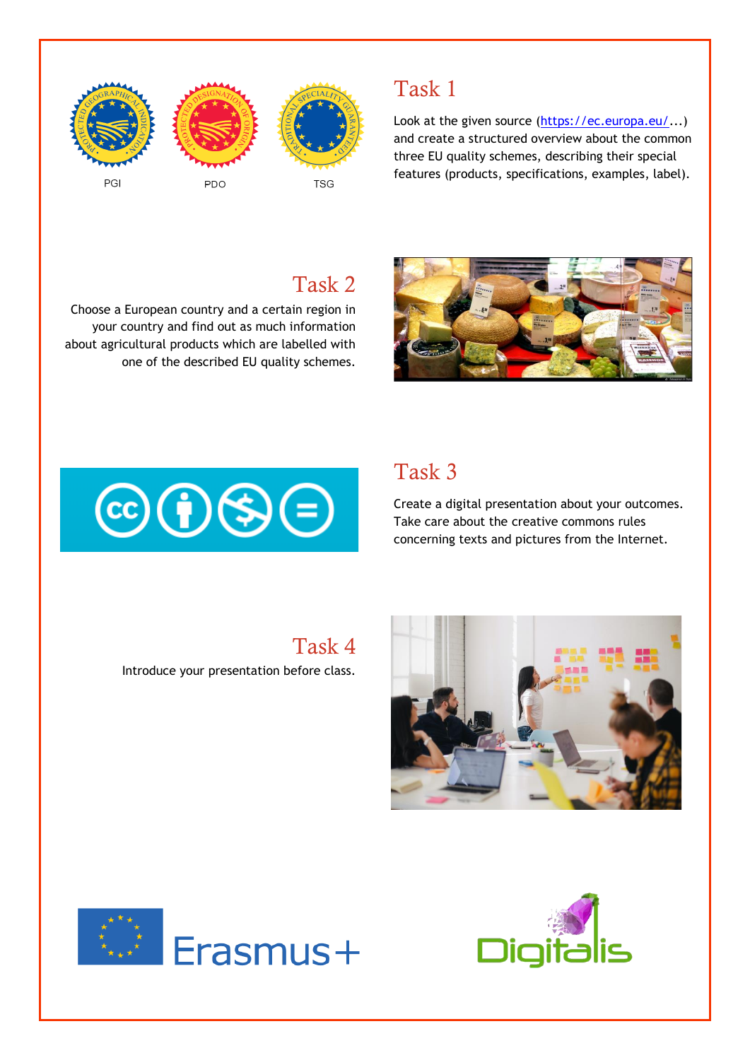PGI PDO TSG

## Task 1

Look at the given source (https://ec.europa.eu/...) and create a structured overview about the common three EU quality schemes, describing their special features (products, specifications, examples, label).

## Task 2

Choose a European country and a certain region in your country and find out as much information about agricultural products which are labelled with one of the described EU quality schemes.

## Task 3

Create a digital presentation about your outcomes. Take care about the creative commons rules concerning texts and pictures from the Internet.

## Task 4

Introduce your presentation before class.

Erasmus+

Digitalis